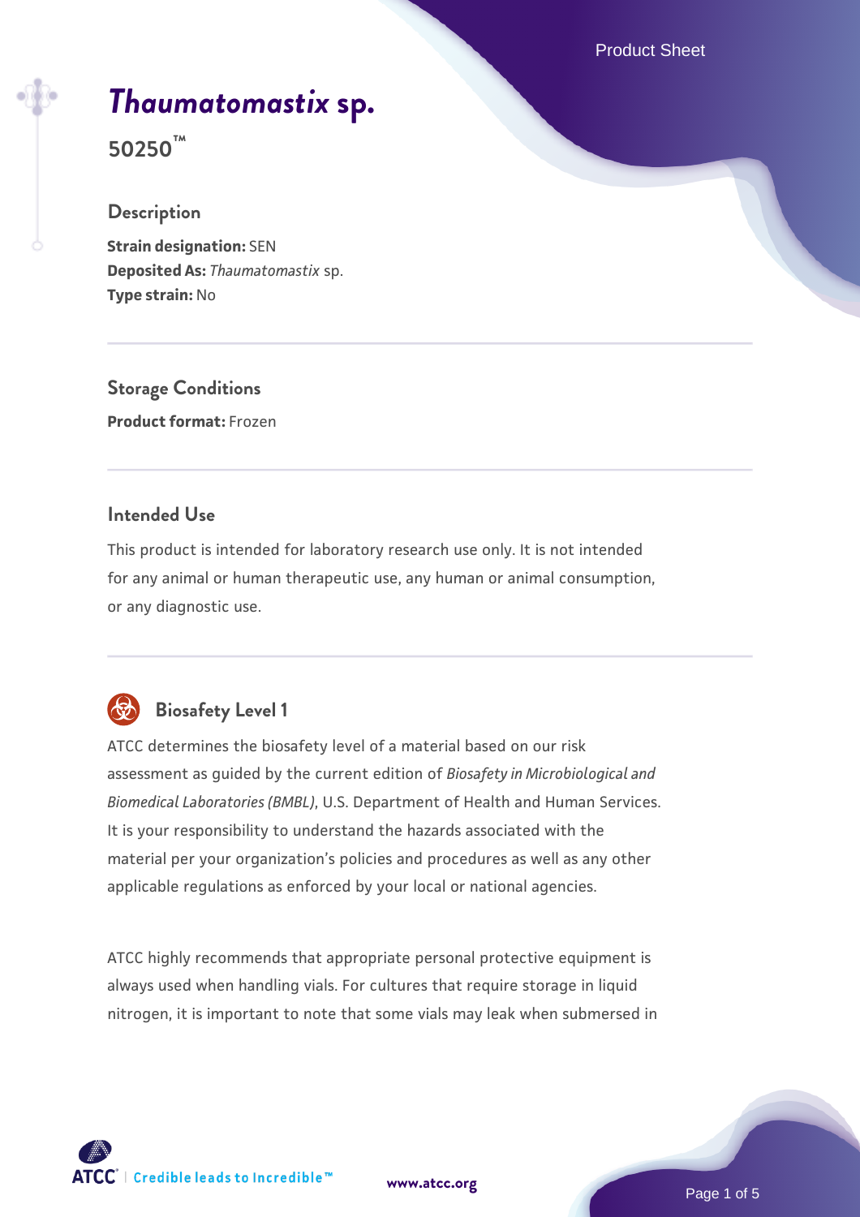# *Thaumatomastix* sp.

**50250™**

## Description

**Strain designation:** SEN
**Deposited As:** *Thaumatomastix* sp.
**Type strain:** No

## Storage Conditions

**Product format:** Frozen

## Intended Use

This product is intended for laboratory research use only. It is not intended for any animal or human therapeutic use, any human or animal consumption, or any diagnostic use.

## Biosafety Level 1

ATCC determines the biosafety level of a material based on our risk assessment as guided by the current edition of *Biosafety in Microbiological and Biomedical Laboratories (BMBL)*, U.S. Department of Health and Human Services. It is your responsibility to understand the hazards associated with the material per your organization's policies and procedures as well as any other applicable regulations as enforced by your local or national agencies.

ATCC highly recommends that appropriate personal protective equipment is always used when handling vials. For cultures that require storage in liquid nitrogen, it is important to note that some vials may leak when submersed in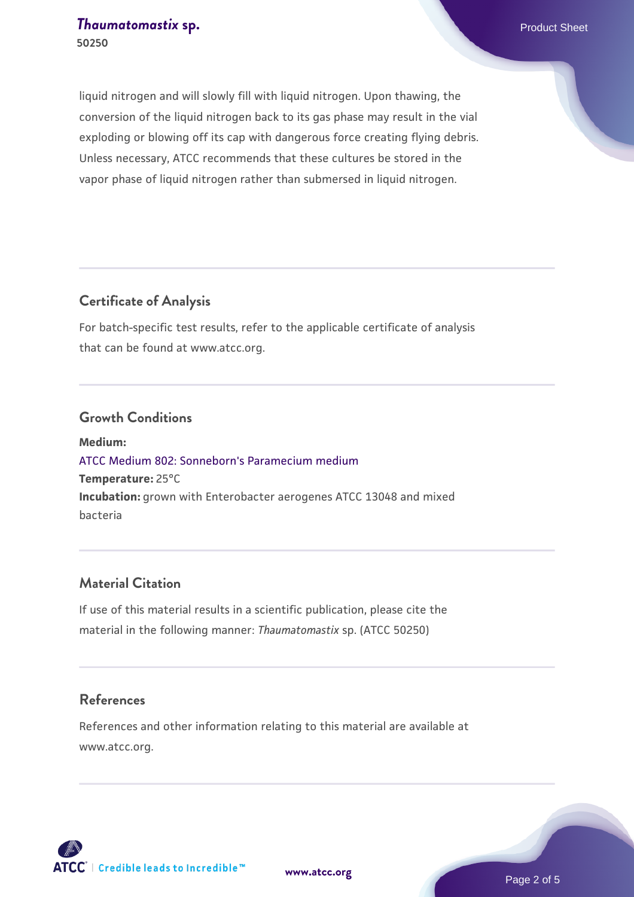liquid nitrogen and will slowly fill with liquid nitrogen. Upon thawing, the conversion of the liquid nitrogen back to its gas phase may result in the vial exploding or blowing off its cap with dangerous force creating flying debris. Unless necessary, ATCC recommends that these cultures be stored in the vapor phase of liquid nitrogen rather than submersed in liquid nitrogen.

## Certificate of Analysis

For batch-specific test results, refer to the applicable certificate of analysis that can be found at www.atcc.org.

## Growth Conditions

**Medium:**
ATCC Medium 802: Sonneborn's Paramecium medium
**Temperature:** 25°C
**Incubation:** grown with Enterobacter aerogenes ATCC 13048 and mixed bacteria

## Material Citation

If use of this material results in a scientific publication, please cite the material in the following manner: *Thaumatomastix* sp. (ATCC 50250)

## References

References and other information relating to this material are available at www.atcc.org.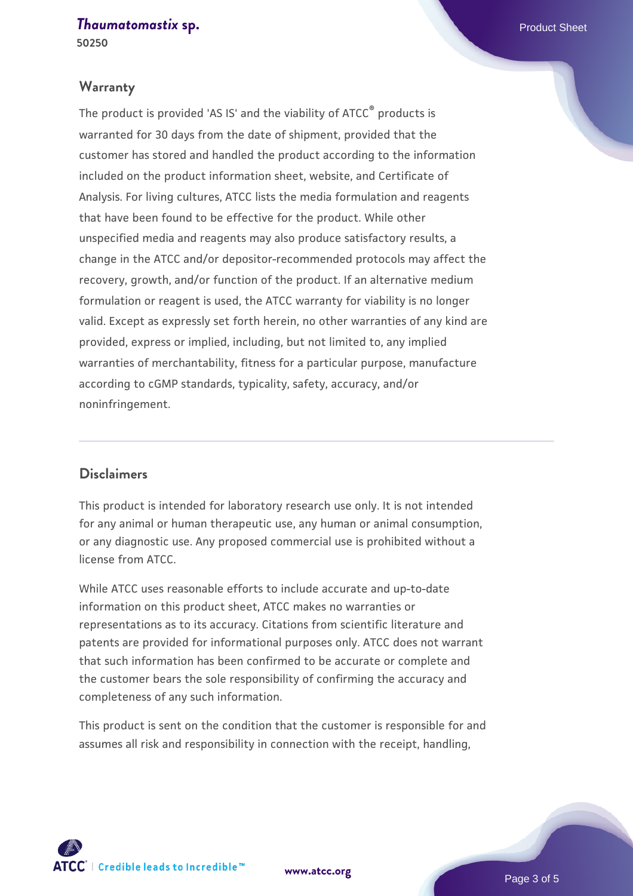## Warranty

The product is provided 'AS IS' and the viability of ATCC® products is warranted for 30 days from the date of shipment, provided that the customer has stored and handled the product according to the information included on the product information sheet, website, and Certificate of Analysis. For living cultures, ATCC lists the media formulation and reagents that have been found to be effective for the product. While other unspecified media and reagents may also produce satisfactory results, a change in the ATCC and/or depositor-recommended protocols may affect the recovery, growth, and/or function of the product. If an alternative medium formulation or reagent is used, the ATCC warranty for viability is no longer valid. Except as expressly set forth herein, no other warranties of any kind are provided, express or implied, including, but not limited to, any implied warranties of merchantability, fitness for a particular purpose, manufacture according to cGMP standards, typicality, safety, accuracy, and/or noninfringement.

## Disclaimers

This product is intended for laboratory research use only. It is not intended for any animal or human therapeutic use, any human or animal consumption, or any diagnostic use. Any proposed commercial use is prohibited without a license from ATCC.

While ATCC uses reasonable efforts to include accurate and up-to-date information on this product sheet, ATCC makes no warranties or representations as to its accuracy. Citations from scientific literature and patents are provided for informational purposes only. ATCC does not warrant that such information has been confirmed to be accurate or complete and the customer bears the sole responsibility of confirming the accuracy and completeness of any such information.

This product is sent on the condition that the customer is responsible for and assumes all risk and responsibility in connection with the receipt, handling,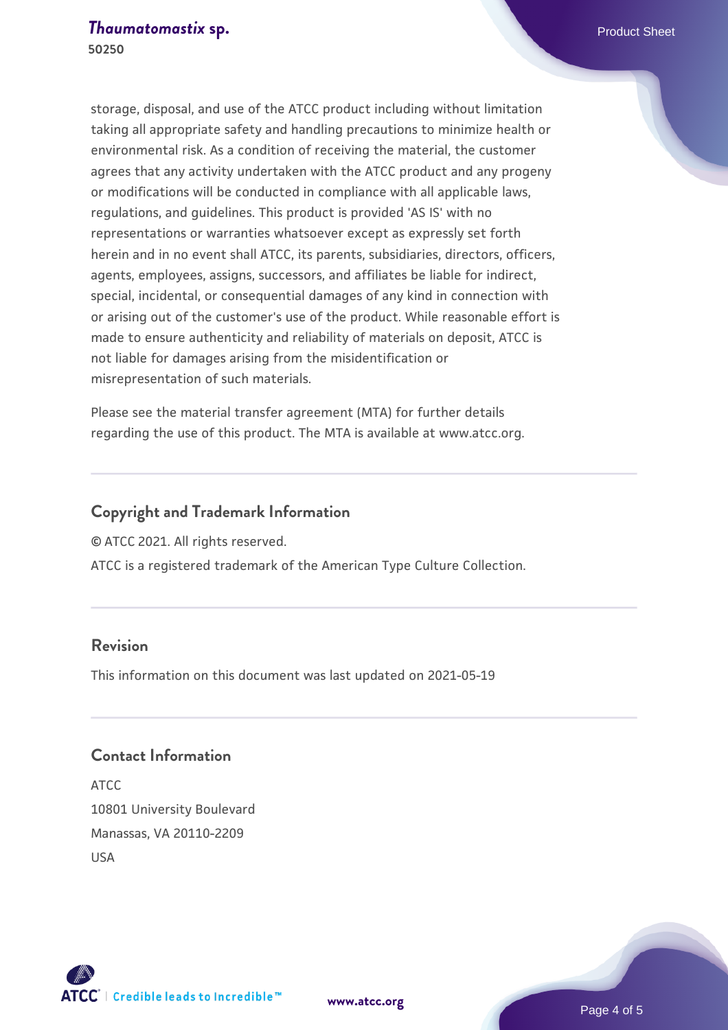storage, disposal, and use of the ATCC product including without limitation taking all appropriate safety and handling precautions to minimize health or environmental risk. As a condition of receiving the material, the customer agrees that any activity undertaken with the ATCC product and any progeny or modifications will be conducted in compliance with all applicable laws, regulations, and guidelines. This product is provided 'AS IS' with no representations or warranties whatsoever except as expressly set forth herein and in no event shall ATCC, its parents, subsidiaries, directors, officers, agents, employees, assigns, successors, and affiliates be liable for indirect, special, incidental, or consequential damages of any kind in connection with or arising out of the customer's use of the product. While reasonable effort is made to ensure authenticity and reliability of materials on deposit, ATCC is not liable for damages arising from the misidentification or misrepresentation of such materials.

Please see the material transfer agreement (MTA) for further details regarding the use of this product. The MTA is available at www.atcc.org.

## Copyright and Trademark Information

© ATCC 2021. All rights reserved.

ATCC is a registered trademark of the American Type Culture Collection.

## Revision

This information on this document was last updated on 2021-05-19

## Contact Information

ATCC
10801 University Boulevard
Manassas, VA 20110-2209
USA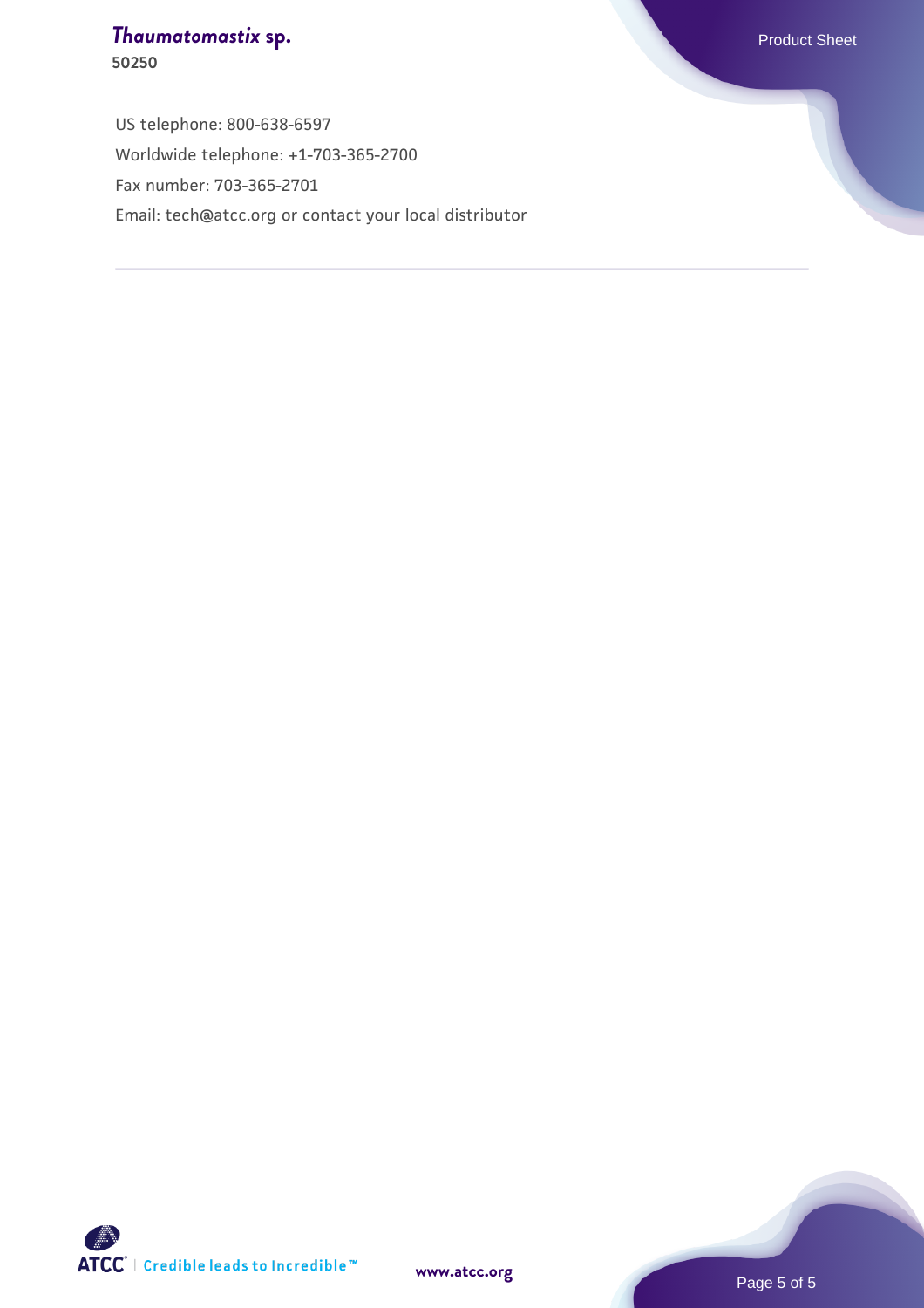US telephone: 800-638-6597

Worldwide telephone: +1-703-365-2700

Fax number: 703-365-2701

Email: tech@atcc.org or contact your local distributor